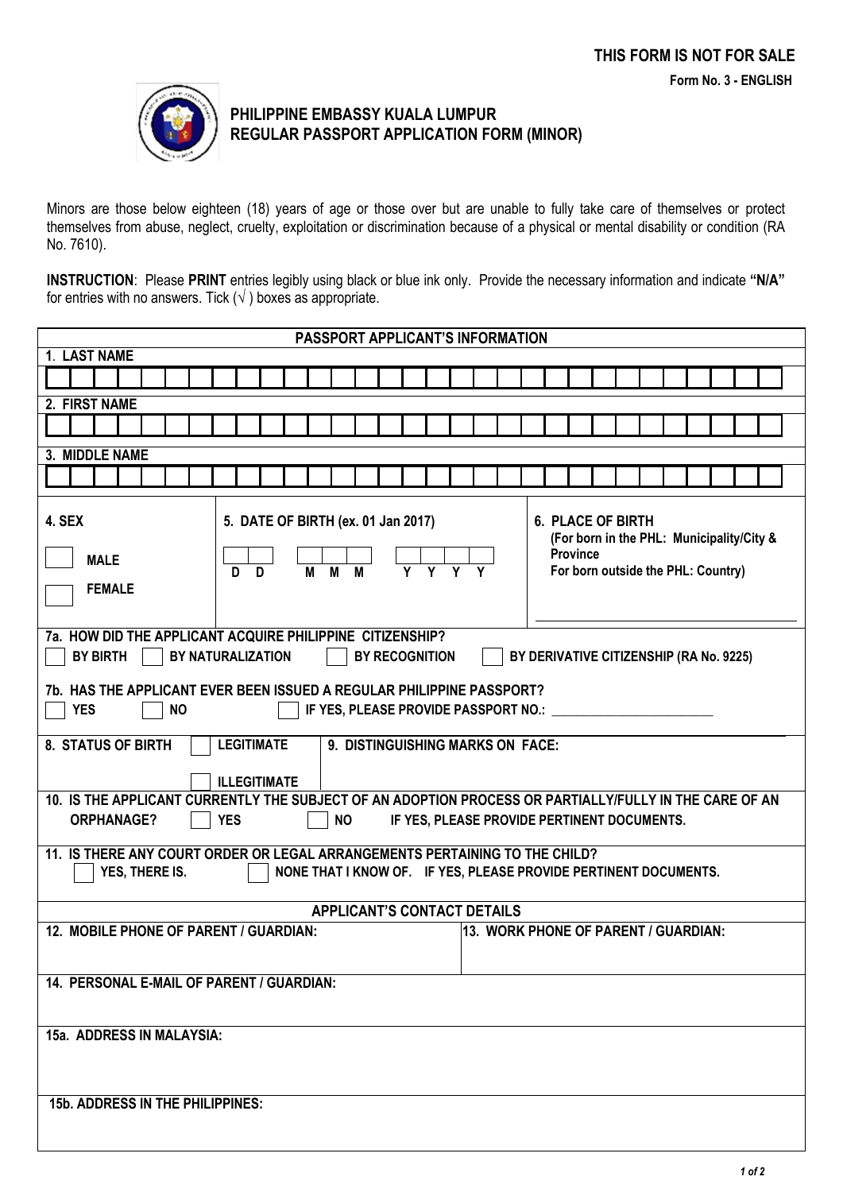**THIS FORM IS NOT FOR SALE**

**Form No. 3 - ENGLISH**

# PHILIPPINE EMBASSY KUALA LUMPUR
# REGULAR PASSPORT APPLICATION FORM (MINOR)

Minors are those below eighteen (18) years of age or those over but are unable to fully take care of themselves or protect themselves from abuse, neglect, cruelty, exploitation or discrimination because of a physical or mental disability or condition (RA No. 7610).

**INSTRUCTION**: Please **PRINT** entries legibly using black or blue ink only. Provide the necessary information and indicate **"N/A"** for entries with no answers. Tick (√) boxes as appropriate.

## PASSPORT APPLICANT'S INFORMATION

**1. LAST NAME**

**2. FIRST NAME**

**3. MIDDLE NAME**

| **4. SEX** | **5. DATE OF BIRTH (ex. 01 Jan 2017)** | **6. PLACE OF BIRTH** (For born in the PHL: Municipality/City & Province For born outside the PHL: Country) |
|---|---|---|
| ☐ MALE ☐ FEMALE | D D / M M M / Y Y Y Y | |

**7a. HOW DID THE APPLICANT ACQUIRE PHILIPPINE CITIZENSHIP?**

☐ BY BIRTH ☐ BY NATURALIZATION ☐ BY RECOGNITION ☐ BY DERIVATIVE CITIZENSHIP (RA No. 9225)

**7b. HAS THE APPLICANT EVER BEEN ISSUED A REGULAR PHILIPPINE PASSPORT?**

☐ YES ☐ NO ☐ IF YES, PLEASE PROVIDE PASSPORT NO.: ______________________

**8. STATUS OF BIRTH** ☐ LEGITIMATE ☐ ILLEGITIMATE

**9. DISTINGUISHING MARKS ON FACE:**

**10. IS THE APPLICANT CURRENTLY THE SUBJECT OF AN ADOPTION PROCESS OR PARTIALLY/FULLY IN THE CARE OF AN ORPHANAGE?** ☐ YES ☐ NO **IF YES, PLEASE PROVIDE PERTINENT DOCUMENTS.**

**11. IS THERE ANY COURT ORDER OR LEGAL ARRANGEMENTS PERTAINING TO THE CHILD?**

☐ YES, THERE IS. ☐ NONE THAT I KNOW OF. **IF YES, PLEASE PROVIDE PERTINENT DOCUMENTS.**

## APPLICANT'S CONTACT DETAILS

| **12. MOBILE PHONE OF PARENT / GUARDIAN:** | **13. WORK PHONE OF PARENT / GUARDIAN:** |
|---|---|
| | |

**14. PERSONAL E-MAIL OF PARENT / GUARDIAN:**

**15a. ADDRESS IN MALAYSIA:**

**15b. ADDRESS IN THE PHILIPPINES:**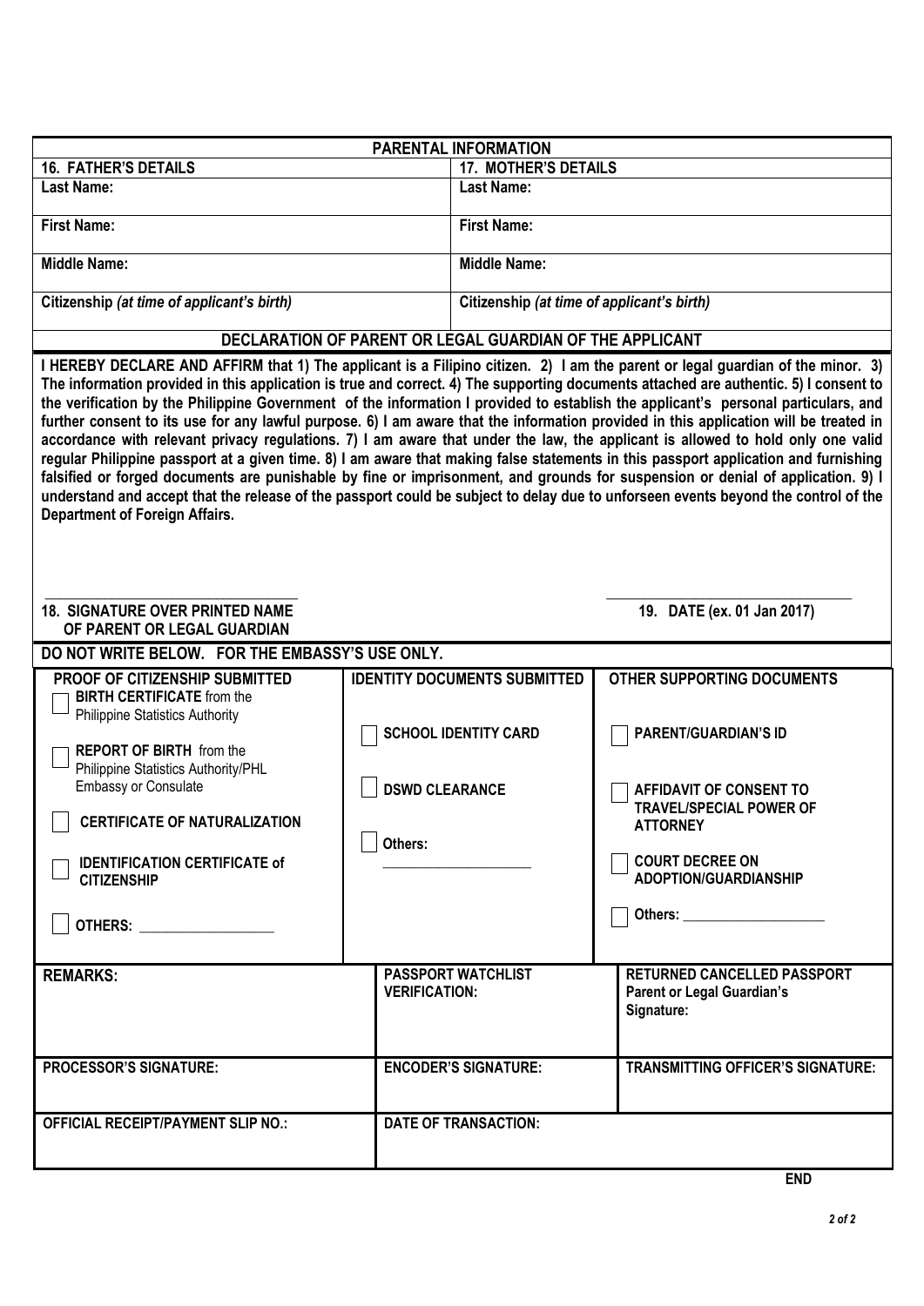## PARENTAL INFORMATION

| 16. FATHER'S DETAILS | 17. MOTHER'S DETAILS |
|---|---|
| **Last Name:** | **Last Name:** |
| **First Name:** | **First Name:** |
| **Middle Name:** | **Middle Name:** |
| **Citizenship** *(at time of applicant's birth)* | **Citizenship** *(at time of applicant's birth)* |

## DECLARATION OF PARENT OR LEGAL GUARDIAN OF THE APPLICANT

**I HEREBY DECLARE AND AFFIRM that 1) The applicant is a Filipino citizen. 2) I am the parent or legal guardian of the minor. 3) The information provided in this application is true and correct. 4) The supporting documents attached are authentic. 5) I consent to the verification by the Philippine Government of the information I provided to establish the applicant's personal particulars, and further consent to its use for any lawful purpose. 6) I am aware that the information provided in this application will be treated in accordance with relevant privacy regulations. 7) I am aware that under the law, the applicant is allowed to hold only one valid regular Philippine passport at a given time. 8) I am aware that making false statements in this passport application and furnishing falsified or forged documents are punishable by fine or imprisonment, and grounds for suspension or denial of application. 9) I understand and accept that the release of the passport could be subject to delay due to unforseen events beyond the control of the Department of Foreign Affairs.**

\_\_\_\_\_\_\_\_\_\_\_\_\_\_\_\_\_\_\_\_\_\_\_\_\_\_\_\_\_\_\_\_\_\_ \_\_\_\_\_\_\_\_\_\_\_\_\_\_\_\_\_\_\_\_\_\_\_\_\_\_\_\_\_\_\_\_\_\_

**18. SIGNATURE OVER PRINTED NAME OF PARENT OR LEGAL GUARDIAN** **19. DATE (ex. 01 Jan 2017)**

**DO NOT WRITE BELOW. FOR THE EMBASSY'S USE ONLY.**

| PROOF OF CITIZENSHIP SUBMITTED | IDENTITY DOCUMENTS SUBMITTED | OTHER SUPPORTING DOCUMENTS |
|---|---|---|
| ☐ **BIRTH CERTIFICATE** from the Philippine Statistics Authority | ☐ **SCHOOL IDENTITY CARD** | ☐ **PARENT/GUARDIAN'S ID** |
| ☐ **REPORT OF BIRTH** from the Philippine Statistics Authority/PHL Embassy or Consulate | ☐ **DSWD CLEARANCE** | ☐ **AFFIDAVIT OF CONSENT TO TRAVEL/SPECIAL POWER OF ATTORNEY** |
| ☐ **CERTIFICATE OF NATURALIZATION** | ☐ **Others:** \_\_\_\_\_\_\_\_\_\_\_\_\_\_\_\_\_\_ | ☐ **COURT DECREE ON ADOPTION/GUARDIANSHIP** |
| ☐ **IDENTIFICATION CERTIFICATE of CITIZENSHIP** | | ☐ **Others:** \_\_\_\_\_\_\_\_\_\_\_\_\_\_\_\_\_\_ |
| ☐ **OTHERS:** \_\_\_\_\_\_\_\_\_\_\_\_\_\_\_\_\_\_ | | |

| | | |
|---|---|---|
| **REMARKS:** | **PASSPORT WATCHLIST VERIFICATION:** | **RETURNED CANCELLED PASSPORT Parent or Legal Guardian's Signature:** |
| **PROCESSOR'S SIGNATURE:** | **ENCODER'S SIGNATURE:** | **TRANSMITTING OFFICER'S SIGNATURE:** |
| **OFFICIAL RECEIPT/PAYMENT SLIP NO.:** | **DATE OF TRANSACTION:** | |

**END**